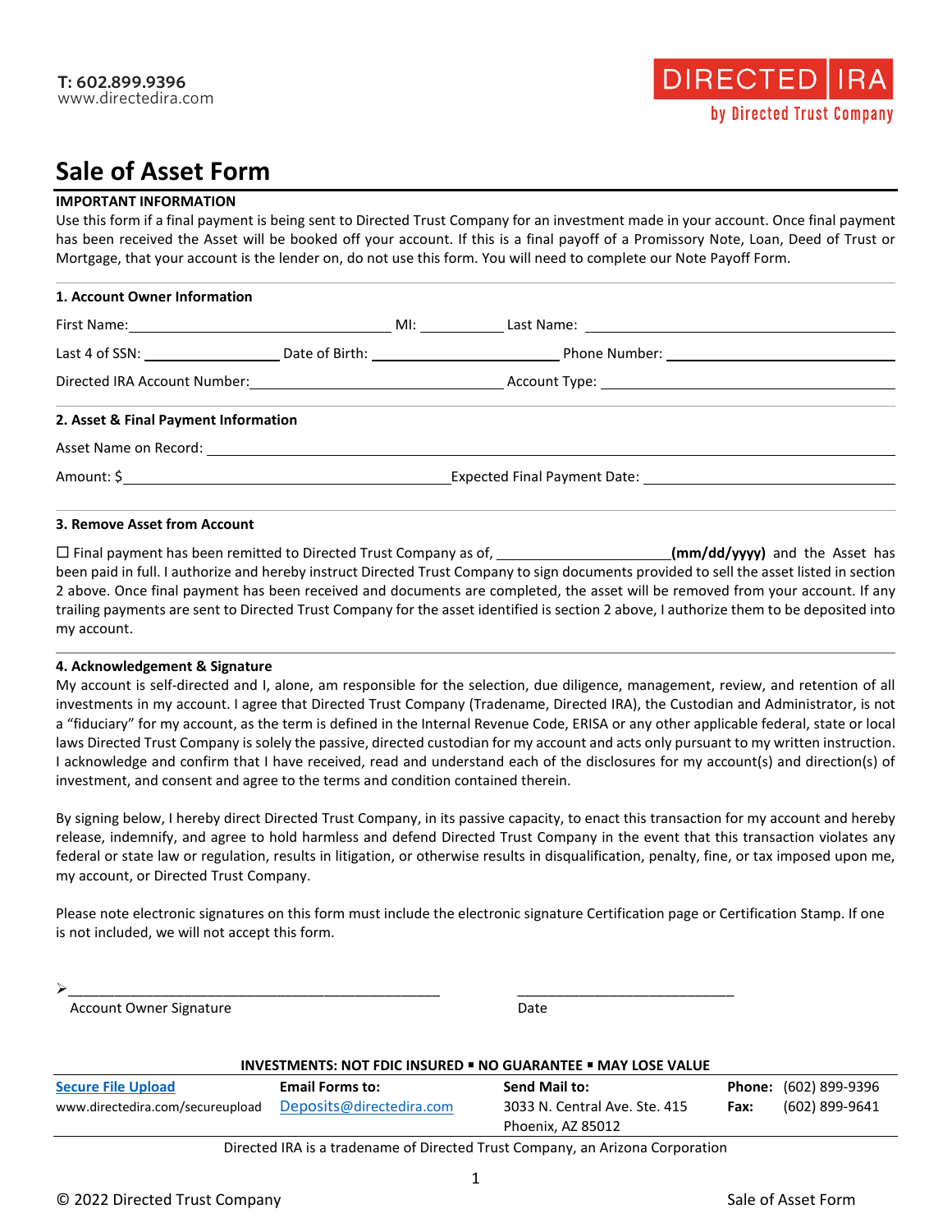T: 602.899.9396
www.directedira.com

DIRECTED IRA
by Directed Trust Company

# Sale of Asset Form

**IMPORTANT INFORMATION**

Use this form if a final payment is being sent to Directed Trust Company for an investment made in your account. Once final payment has been received the Asset will be booked off your account. If this is a final payoff of a Promissory Note, Loan, Deed of Trust or Mortgage, that your account is the lender on, do not use this form. You will need to complete our Note Payoff Form.

## 1. Account Owner Information

First Name:______________________ MI: __________ Last Name: ______________________

Last 4 of SSN: ______________ Date of Birth: ______________ Phone Number: ______________

Directed IRA Account Number:______________________ Account Type: ______________________

## 2. Asset & Final Payment Information

Asset Name on Record: ______________________________________________

Amount: $______________________ Expected Final Payment Date: ______________________

## 3. Remove Asset from Account

☐ Final payment has been remitted to Directed Trust Company as of, ______________________**(mm/dd/yyyy)** and the Asset has been paid in full. I authorize and hereby instruct Directed Trust Company to sign documents provided to sell the asset listed in section 2 above. Once final payment has been received and documents are completed, the asset will be removed from your account. If any trailing payments are sent to Directed Trust Company for the asset identified is section 2 above, I authorize them to be deposited into my account.

## 4. Acknowledgement & Signature

My account is self-directed and I, alone, am responsible for the selection, due diligence, management, review, and retention of all investments in my account. I agree that Directed Trust Company (Tradename, Directed IRA), the Custodian and Administrator, is not a "fiduciary" for my account, as the term is defined in the Internal Revenue Code, ERISA or any other applicable federal, state or local laws Directed Trust Company is solely the passive, directed custodian for my account and acts only pursuant to my written instruction. I acknowledge and confirm that I have received, read and understand each of the disclosures for my account(s) and direction(s) of investment, and consent and agree to the terms and condition contained therein.

By signing below, I hereby direct Directed Trust Company, in its passive capacity, to enact this transaction for my account and hereby release, indemnify, and agree to hold harmless and defend Directed Trust Company in the event that this transaction violates any federal or state law or regulation, results in litigation, or otherwise results in disqualification, penalty, fine, or tax imposed upon me, my account, or Directed Trust Company.

Please note electronic signatures on this form must include the electronic signature Certification page or Certification Stamp. If one is not included, we will not accept this form.

➢_______________________________________________ ____________________________

Account Owner Signature Date

**INVESTMENTS: NOT FDIC INSURED ▪ NO GUARANTEE ▪ MAY LOSE VALUE**

| **Secure File Upload** | **Email Forms to:** | **Send Mail to:** | |
|---|---|---|---|
| www.directedira.com/secureupload | Deposits@directedira.com | 3033 N. Central Ave. Ste. 415<br>Phoenix, AZ 85012 | **Phone:** (602) 899-9396<br>**Fax:** (602) 899-9641 |

Directed IRA is a tradename of Directed Trust Company, an Arizona Corporation

© 2022 Directed Trust Company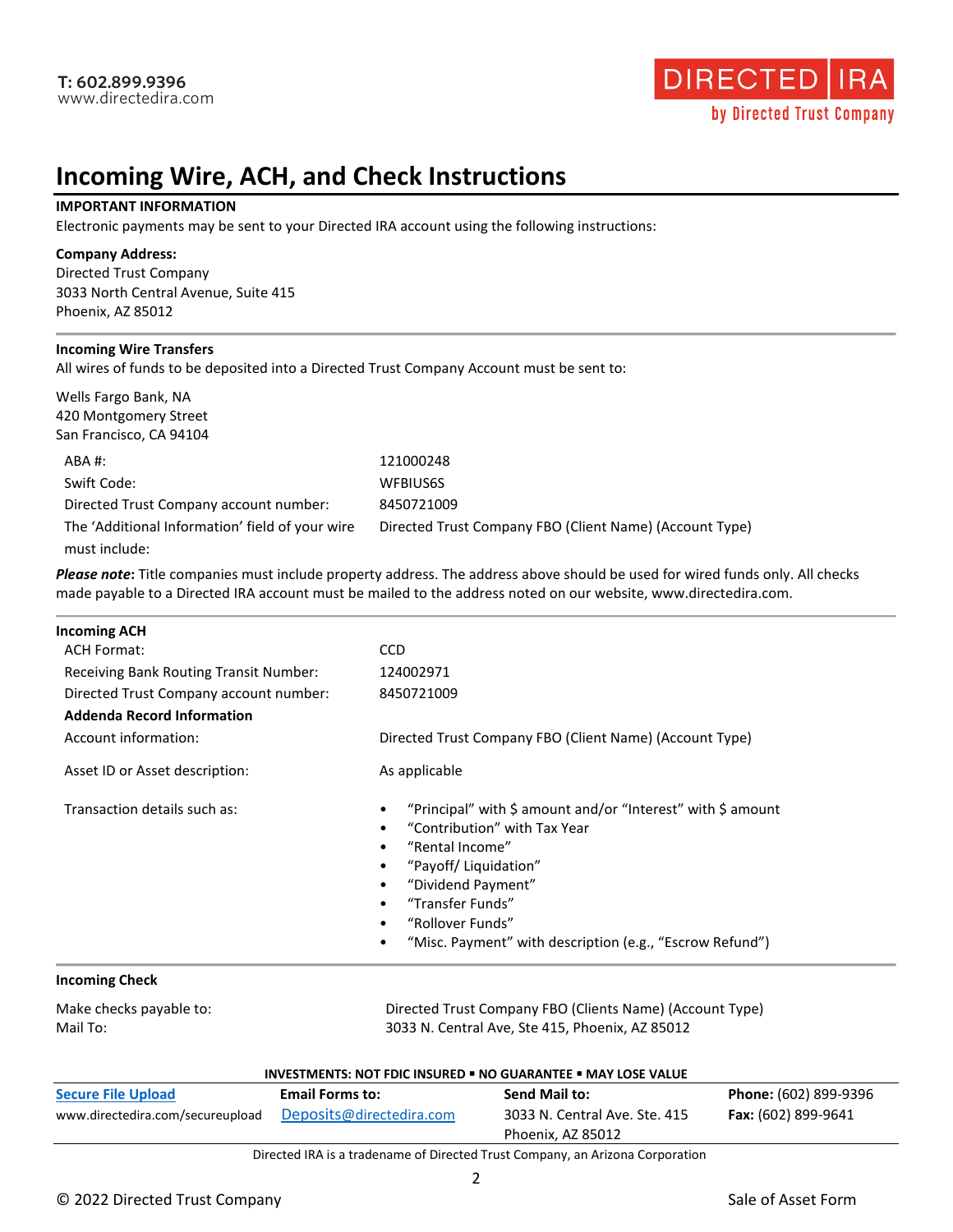T: 602.899.9396
www.directedira.com

DIRECTED IRA
by Directed Trust Company

# Incoming Wire, ACH, and Check Instructions

**IMPORTANT INFORMATION**

Electronic payments may be sent to your Directed IRA account using the following instructions:

**Company Address:**
Directed Trust Company
3033 North Central Avenue, Suite 415
Phoenix, AZ 85012

**Incoming Wire Transfers**

All wires of funds to be deposited into a Directed Trust Company Account must be sent to:

Wells Fargo Bank, NA
420 Montgomery Street
San Francisco, CA 94104

| | |
|---|---|
| ABA #: | 121000248 |
| Swift Code: | WFBIUS6S |
| Directed Trust Company account number: | 8450721009 |
| The 'Additional Information' field of your wire must include: | Directed Trust Company FBO (Client Name) (Account Type) |

***Please note*****:** Title companies must include property address. The address above should be used for wired funds only. All checks made payable to a Directed IRA account must be mailed to the address noted on our website, www.directedira.com.

**Incoming ACH**

| | |
|---|---|
| ACH Format: | CCD |
| Receiving Bank Routing Transit Number: | 124002971 |
| Directed Trust Company account number: | 8450721009 |
| **Addenda Record Information** | |
| Account information: | Directed Trust Company FBO (Client Name) (Account Type) |
| Asset ID or Asset description: | As applicable |
| Transaction details such as: | • "Principal" with $ amount and/or "Interest" with $ amount<br>• "Contribution" with Tax Year<br>• "Rental Income"<br>• "Payoff/ Liquidation"<br>• "Dividend Payment"<br>• "Transfer Funds"<br>• "Rollover Funds"<br>• "Misc. Payment" with description (e.g., "Escrow Refund") |

**Incoming Check**

| | |
|---|---|
| Make checks payable to: | Directed Trust Company FBO (Clients Name) (Account Type) |
| Mail To: | 3033 N. Central Ave, Ste 415, Phoenix, AZ 85012 |

**INVESTMENTS: NOT FDIC INSURED ▪ NO GUARANTEE ▪ MAY LOSE VALUE**

| Secure File Upload | Email Forms to: | Send Mail to: | Phone: (602) 899-9396 |
|---|---|---|---|
| www.directedira.com/secureupload | Deposits@directedira.com | 3033 N. Central Ave. Ste. 415<br>Phoenix, AZ 85012 | **Fax:** (602) 899-9641 |

Directed IRA is a tradename of Directed Trust Company, an Arizona Corporation

© 2022 Directed Trust Company

Sale of Asset Form